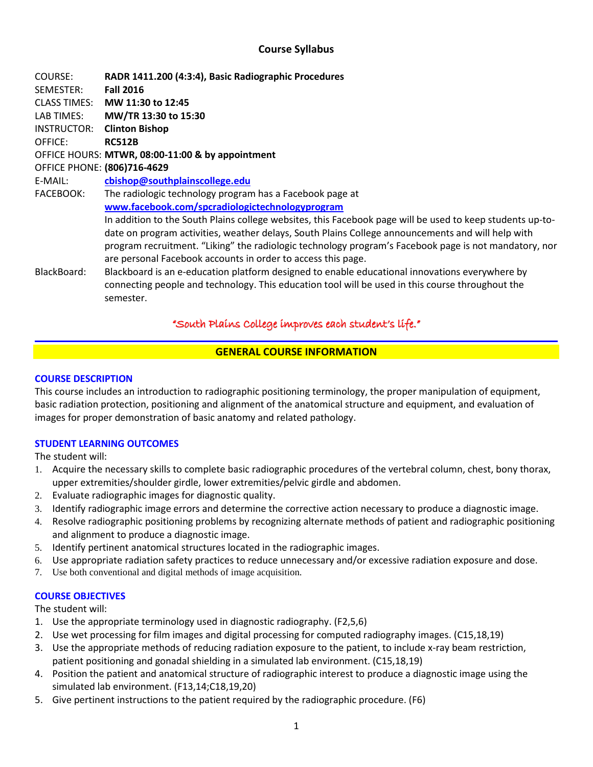## Course Syllabus

COURSE: **RADR 1411.200 (4:3:4), Basic Radiographic Procedures**
SEMESTER: **Fall 2016**
CLASS TIMES: **MW 11:30 to 12:45**
LAB TIMES: **MW/TR 13:30 to 15:30**
INSTRUCTOR: **Clinton Bishop**
OFFICE: **RC512B**
OFFICE HOURS: **MTWR, 08:00-11:00 & by appointment**
OFFICE PHONE: **(806)716-4629**
E-MAIL: **cbishop@southplainscollege.edu**
FACEBOOK: The radiologic technology program has a Facebook page at **www.facebook.com/spcradiologictechnologyprogram**
In addition to the South Plains college websites, this Facebook page will be used to keep students up-to-date on program activities, weather delays, South Plains College announcements and will help with program recruitment. "Liking" the radiologic technology program's Facebook page is not mandatory, nor are personal Facebook accounts in order to access this page.
BlackBoard: Blackboard is an e-education platform designed to enable educational innovations everywhere by connecting people and technology. This education tool will be used in this course throughout the semester.

*"South Plains College improves each student's life."*

## GENERAL COURSE INFORMATION

### COURSE DESCRIPTION

This course includes an introduction to radiographic positioning terminology, the proper manipulation of equipment, basic radiation protection, positioning and alignment of the anatomical structure and equipment, and evaluation of images for proper demonstration of basic anatomy and related pathology.

### STUDENT LEARNING OUTCOMES

The student will:

1. Acquire the necessary skills to complete basic radiographic procedures of the vertebral column, chest, bony thorax, upper extremities/shoulder girdle, lower extremities/pelvic girdle and abdomen.
2. Evaluate radiographic images for diagnostic quality.
3. Identify radiographic image errors and determine the corrective action necessary to produce a diagnostic image.
4. Resolve radiographic positioning problems by recognizing alternate methods of patient and radiographic positioning and alignment to produce a diagnostic image.
5. Identify pertinent anatomical structures located in the radiographic images.
6. Use appropriate radiation safety practices to reduce unnecessary and/or excessive radiation exposure and dose.
7. Use both conventional and digital methods of image acquisition.

### COURSE OBJECTIVES

The student will:

1. Use the appropriate terminology used in diagnostic radiography. (F2,5,6)
2. Use wet processing for film images and digital processing for computed radiography images. (C15,18,19)
3. Use the appropriate methods of reducing radiation exposure to the patient, to include x-ray beam restriction, patient positioning and gonadal shielding in a simulated lab environment. (C15,18,19)
4. Position the patient and anatomical structure of radiographic interest to produce a diagnostic image using the simulated lab environment. (F13,14;C18,19,20)
5. Give pertinent instructions to the patient required by the radiographic procedure. (F6)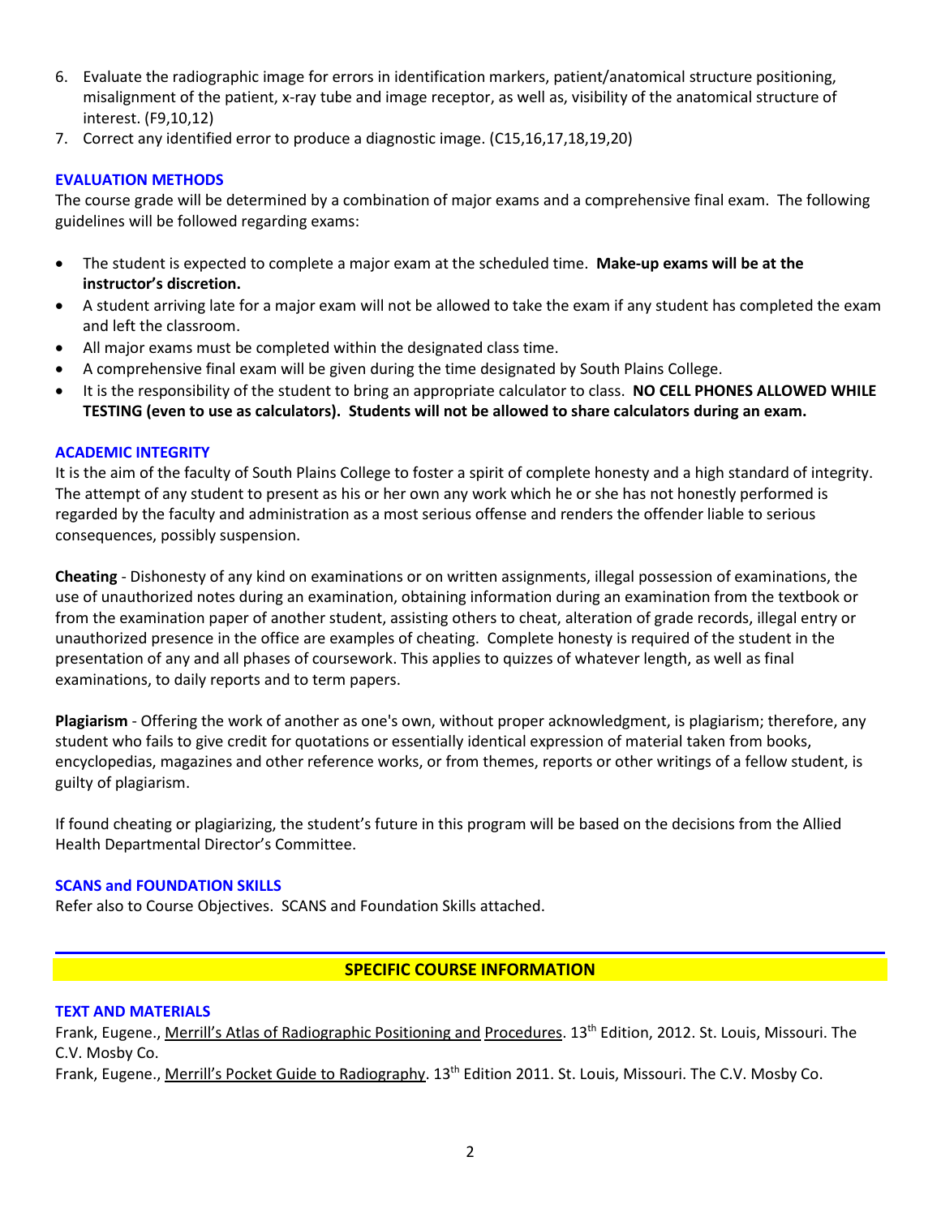6. Evaluate the radiographic image for errors in identification markers, patient/anatomical structure positioning, misalignment of the patient, x-ray tube and image receptor, as well as, visibility of the anatomical structure of interest. (F9,10,12)
7. Correct any identified error to produce a diagnostic image. (C15,16,17,18,19,20)

### EVALUATION METHODS

The course grade will be determined by a combination of major exams and a comprehensive final exam. The following guidelines will be followed regarding exams:

- The student is expected to complete a major exam at the scheduled time. **Make-up exams will be at the instructor's discretion.**
- A student arriving late for a major exam will not be allowed to take the exam if any student has completed the exam and left the classroom.
- All major exams must be completed within the designated class time.
- A comprehensive final exam will be given during the time designated by South Plains College.
- It is the responsibility of the student to bring an appropriate calculator to class. **NO CELL PHONES ALLOWED WHILE TESTING (even to use as calculators). Students will not be allowed to share calculators during an exam.**

### ACADEMIC INTEGRITY

It is the aim of the faculty of South Plains College to foster a spirit of complete honesty and a high standard of integrity. The attempt of any student to present as his or her own any work which he or she has not honestly performed is regarded by the faculty and administration as a most serious offense and renders the offender liable to serious consequences, possibly suspension.

**Cheating** - Dishonesty of any kind on examinations or on written assignments, illegal possession of examinations, the use of unauthorized notes during an examination, obtaining information during an examination from the textbook or from the examination paper of another student, assisting others to cheat, alteration of grade records, illegal entry or unauthorized presence in the office are examples of cheating. Complete honesty is required of the student in the presentation of any and all phases of coursework. This applies to quizzes of whatever length, as well as final examinations, to daily reports and to term papers.

**Plagiarism** - Offering the work of another as one's own, without proper acknowledgment, is plagiarism; therefore, any student who fails to give credit for quotations or essentially identical expression of material taken from books, encyclopedias, magazines and other reference works, or from themes, reports or other writings of a fellow student, is guilty of plagiarism.

If found cheating or plagiarizing, the student's future in this program will be based on the decisions from the Allied Health Departmental Director's Committee.

### SCANS and FOUNDATION SKILLS

Refer also to Course Objectives. SCANS and Foundation Skills attached.

## SPECIFIC COURSE INFORMATION

### TEXT AND MATERIALS

Frank, Eugene., Merrill's Atlas of Radiographic Positioning and Procedures. 13th Edition, 2012. St. Louis, Missouri. The C.V. Mosby Co.

Frank, Eugene., Merrill's Pocket Guide to Radiography. 13th Edition 2011. St. Louis, Missouri. The C.V. Mosby Co.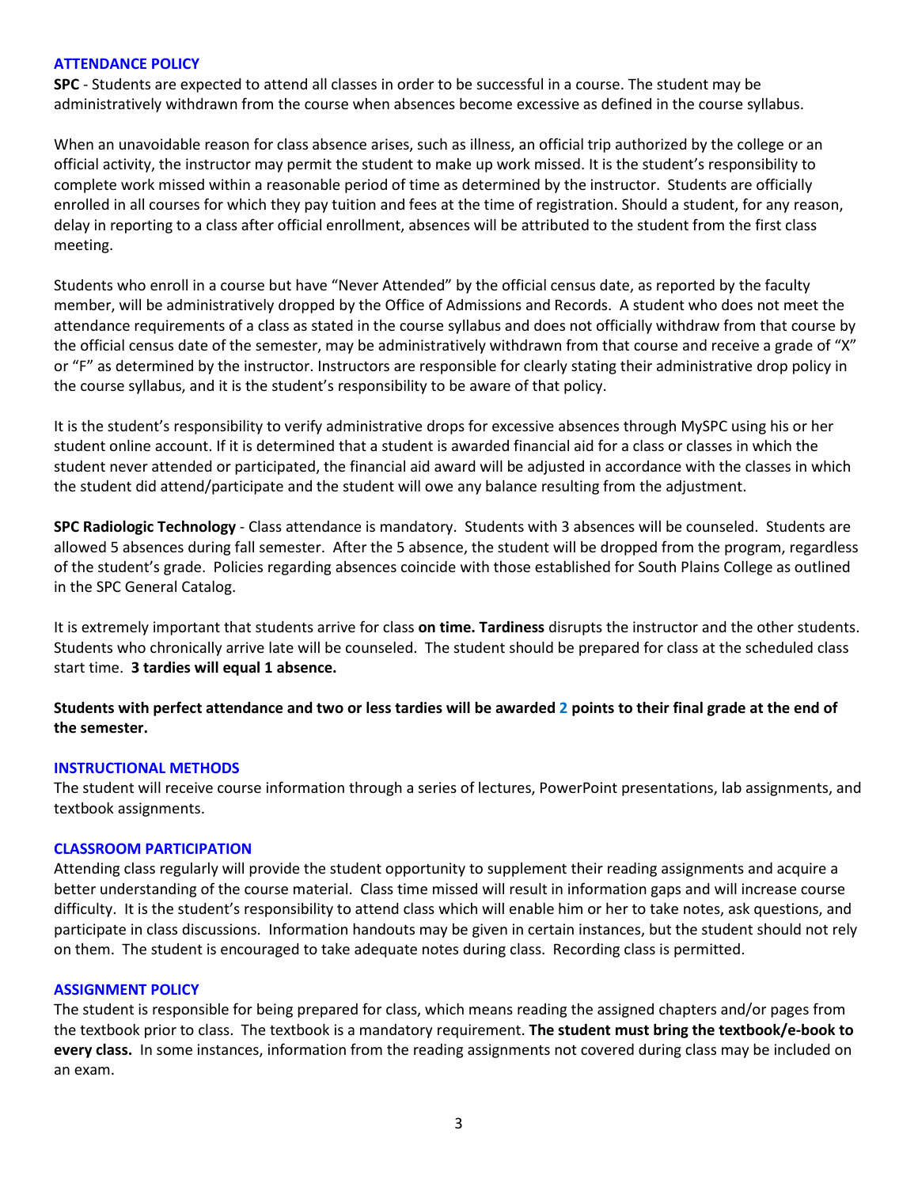## ATTENDANCE POLICY

**SPC** - Students are expected to attend all classes in order to be successful in a course. The student may be administratively withdrawn from the course when absences become excessive as defined in the course syllabus.

When an unavoidable reason for class absence arises, such as illness, an official trip authorized by the college or an official activity, the instructor may permit the student to make up work missed. It is the student's responsibility to complete work missed within a reasonable period of time as determined by the instructor. Students are officially enrolled in all courses for which they pay tuition and fees at the time of registration. Should a student, for any reason, delay in reporting to a class after official enrollment, absences will be attributed to the student from the first class meeting.

Students who enroll in a course but have "Never Attended" by the official census date, as reported by the faculty member, will be administratively dropped by the Office of Admissions and Records. A student who does not meet the attendance requirements of a class as stated in the course syllabus and does not officially withdraw from that course by the official census date of the semester, may be administratively withdrawn from that course and receive a grade of "X" or "F" as determined by the instructor. Instructors are responsible for clearly stating their administrative drop policy in the course syllabus, and it is the student's responsibility to be aware of that policy.

It is the student's responsibility to verify administrative drops for excessive absences through MySPC using his or her student online account. If it is determined that a student is awarded financial aid for a class or classes in which the student never attended or participated, the financial aid award will be adjusted in accordance with the classes in which the student did attend/participate and the student will owe any balance resulting from the adjustment.

**SPC Radiologic Technology** - Class attendance is mandatory. Students with 3 absences will be counseled. Students are allowed 5 absences during fall semester. After the 5 absence, the student will be dropped from the program, regardless of the student's grade. Policies regarding absences coincide with those established for South Plains College as outlined in the SPC General Catalog.

It is extremely important that students arrive for class **on time. Tardiness** disrupts the instructor and the other students. Students who chronically arrive late will be counseled. The student should be prepared for class at the scheduled class start time. **3 tardies will equal 1 absence.**

**Students with perfect attendance and two or less tardies will be awarded 2 points to their final grade at the end of the semester.**

## INSTRUCTIONAL METHODS

The student will receive course information through a series of lectures, PowerPoint presentations, lab assignments, and textbook assignments.

## CLASSROOM PARTICIPATION

Attending class regularly will provide the student opportunity to supplement their reading assignments and acquire a better understanding of the course material. Class time missed will result in information gaps and will increase course difficulty. It is the student's responsibility to attend class which will enable him or her to take notes, ask questions, and participate in class discussions. Information handouts may be given in certain instances, but the student should not rely on them. The student is encouraged to take adequate notes during class. Recording class is permitted.

## ASSIGNMENT POLICY

The student is responsible for being prepared for class, which means reading the assigned chapters and/or pages from the textbook prior to class. The textbook is a mandatory requirement. **The student must bring the textbook/e-book to every class.** In some instances, information from the reading assignments not covered during class may be included on an exam.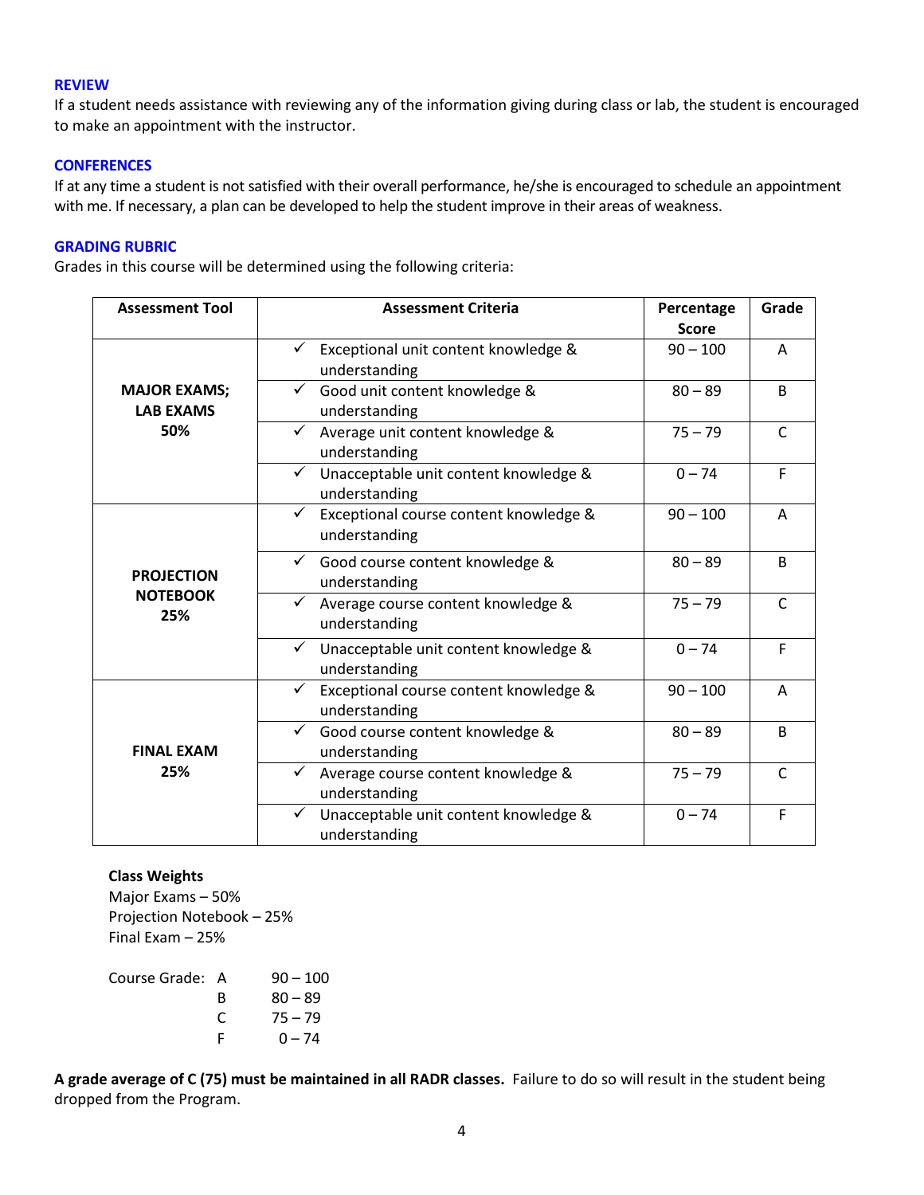### REVIEW

If a student needs assistance with reviewing any of the information giving during class or lab, the student is encouraged to make an appointment with the instructor.

### CONFERENCES

If at any time a student is not satisfied with their overall performance, he/she is encouraged to schedule an appointment with me. If necessary, a plan can be developed to help the student improve in their areas of weakness.

### GRADING RUBRIC

Grades in this course will be determined using the following criteria:

| Assessment Tool | Assessment Criteria | Percentage Score | Grade |
|---|---|---|---|
| **MAJOR EXAMS; LAB EXAMS 50%** | ✓ Exceptional unit content knowledge & understanding | 90 – 100 | A |
| | ✓ Good unit content knowledge & understanding | 80 – 89 | B |
| | ✓ Average unit content knowledge & understanding | 75 – 79 | C |
| | ✓ Unacceptable unit content knowledge & understanding | 0 – 74 | F |
| **PROJECTION NOTEBOOK 25%** | ✓ Exceptional course content knowledge & understanding | 90 – 100 | A |
| | ✓ Good course content knowledge & understanding | 80 – 89 | B |
| | ✓ Average course content knowledge & understanding | 75 – 79 | C |
| | ✓ Unacceptable unit content knowledge & understanding | 0 – 74 | F |
| **FINAL EXAM 25%** | ✓ Exceptional course content knowledge & understanding | 90 – 100 | A |
| | ✓ Good course content knowledge & understanding | 80 – 89 | B |
| | ✓ Average course content knowledge & understanding | 75 – 79 | C |
| | ✓ Unacceptable unit content knowledge & understanding | 0 – 74 | F |

**Class Weights**

Major Exams – 50%
Projection Notebook – 25%
Final Exam – 25%

Course Grade:
A 90 – 100
B 80 – 89
C 75 – 79
F 0 – 74

**A grade average of C (75) must be maintained in all RADR classes.** Failure to do so will result in the student being dropped from the Program.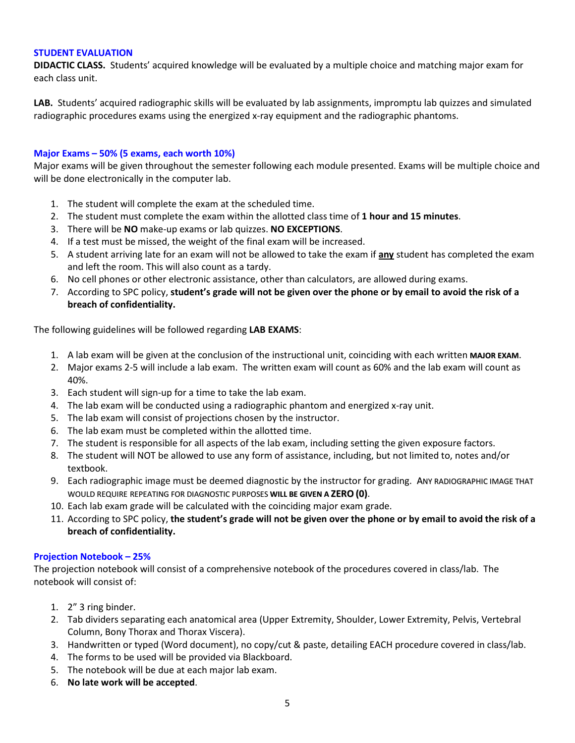## STUDENT EVALUATION

**DIDACTIC CLASS.** Students' acquired knowledge will be evaluated by a multiple choice and matching major exam for each class unit.

**LAB.** Students' acquired radiographic skills will be evaluated by lab assignments, impromptu lab quizzes and simulated radiographic procedures exams using the energized x-ray equipment and the radiographic phantoms.

### Major Exams – 50% (5 exams, each worth 10%)

Major exams will be given throughout the semester following each module presented. Exams will be multiple choice and will be done electronically in the computer lab.

1. The student will complete the exam at the scheduled time.
2. The student must complete the exam within the allotted class time of **1 hour and 15 minutes**.
3. There will be **NO** make-up exams or lab quizzes. **NO EXCEPTIONS**.
4. If a test must be missed, the weight of the final exam will be increased.
5. A student arriving late for an exam will not be allowed to take the exam if **any** student has completed the exam and left the room. This will also count as a tardy.
6. No cell phones or other electronic assistance, other than calculators, are allowed during exams.
7. According to SPC policy, **student's grade will not be given over the phone or by email to avoid the risk of a breach of confidentiality.**

The following guidelines will be followed regarding **LAB EXAMS**:

1. A lab exam will be given at the conclusion of the instructional unit, coinciding with each written **MAJOR EXAM**.
2. Major exams 2-5 will include a lab exam. The written exam will count as 60% and the lab exam will count as 40%.
3. Each student will sign-up for a time to take the lab exam.
4. The lab exam will be conducted using a radiographic phantom and energized x-ray unit.
5. The lab exam will consist of projections chosen by the instructor.
6. The lab exam must be completed within the allotted time.
7. The student is responsible for all aspects of the lab exam, including setting the given exposure factors.
8. The student will NOT be allowed to use any form of assistance, including, but not limited to, notes and/or textbook.
9. Each radiographic image must be deemed diagnostic by the instructor for grading. ANY RADIOGRAPHIC IMAGE THAT WOULD REQUIRE REPEATING FOR DIAGNOSTIC PURPOSES **WILL BE GIVEN A ZERO (0)**.
10. Each lab exam grade will be calculated with the coinciding major exam grade.
11. According to SPC policy, **the student's grade will not be given over the phone or by email to avoid the risk of a breach of confidentiality.**

### Projection Notebook – 25%

The projection notebook will consist of a comprehensive notebook of the procedures covered in class/lab. The notebook will consist of:

1. 2" 3 ring binder.
2. Tab dividers separating each anatomical area (Upper Extremity, Shoulder, Lower Extremity, Pelvis, Vertebral Column, Bony Thorax and Thorax Viscera).
3. Handwritten or typed (Word document), no copy/cut & paste, detailing EACH procedure covered in class/lab.
4. The forms to be used will be provided via Blackboard.
5. The notebook will be due at each major lab exam.
6. **No late work will be accepted**.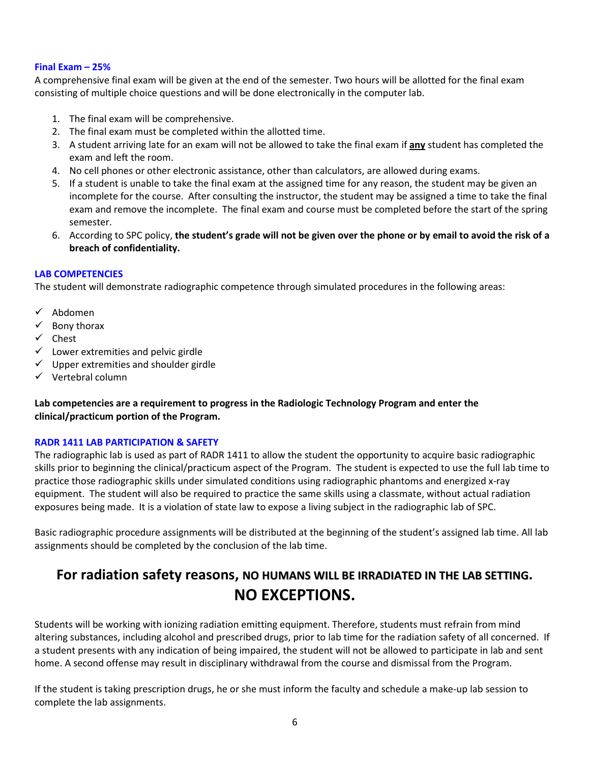### Final Exam – 25%

A comprehensive final exam will be given at the end of the semester. Two hours will be allotted for the final exam consisting of multiple choice questions and will be done electronically in the computer lab.

1. The final exam will be comprehensive.
2. The final exam must be completed within the allotted time.
3. A student arriving late for an exam will not be allowed to take the final exam if **any** student has completed the exam and left the room.
4. No cell phones or other electronic assistance, other than calculators, are allowed during exams.
5. If a student is unable to take the final exam at the assigned time for any reason, the student may be given an incomplete for the course. After consulting the instructor, the student may be assigned a time to take the final exam and remove the incomplete. The final exam and course must be completed before the start of the spring semester.
6. According to SPC policy, **the student's grade will not be given over the phone or by email to avoid the risk of a breach of confidentiality.**

### LAB COMPETENCIES

The student will demonstrate radiographic competence through simulated procedures in the following areas:

- ✓ Abdomen
- ✓ Bony thorax
- ✓ Chest
- ✓ Lower extremities and pelvic girdle
- ✓ Upper extremities and shoulder girdle
- ✓ Vertebral column

**Lab competencies are a requirement to progress in the Radiologic Technology Program and enter the clinical/practicum portion of the Program.**

### RADR 1411 LAB PARTICIPATION & SAFETY

The radiographic lab is used as part of RADR 1411 to allow the student the opportunity to acquire basic radiographic skills prior to beginning the clinical/practicum aspect of the Program. The student is expected to use the full lab time to practice those radiographic skills under simulated conditions using radiographic phantoms and energized x-ray equipment. The student will also be required to practice the same skills using a classmate, without actual radiation exposures being made. It is a violation of state law to expose a living subject in the radiographic lab of SPC.

Basic radiographic procedure assignments will be distributed at the beginning of the student's assigned lab time. All lab assignments should be completed by the conclusion of the lab time.

## For radiation safety reasons, NO HUMANS WILL BE IRRADIATED IN THE LAB SETTING. NO EXCEPTIONS.

Students will be working with ionizing radiation emitting equipment. Therefore, students must refrain from mind altering substances, including alcohol and prescribed drugs, prior to lab time for the radiation safety of all concerned. If a student presents with any indication of being impaired, the student will not be allowed to participate in lab and sent home. A second offense may result in disciplinary withdrawal from the course and dismissal from the Program.

If the student is taking prescription drugs, he or she must inform the faculty and schedule a make-up lab session to complete the lab assignments.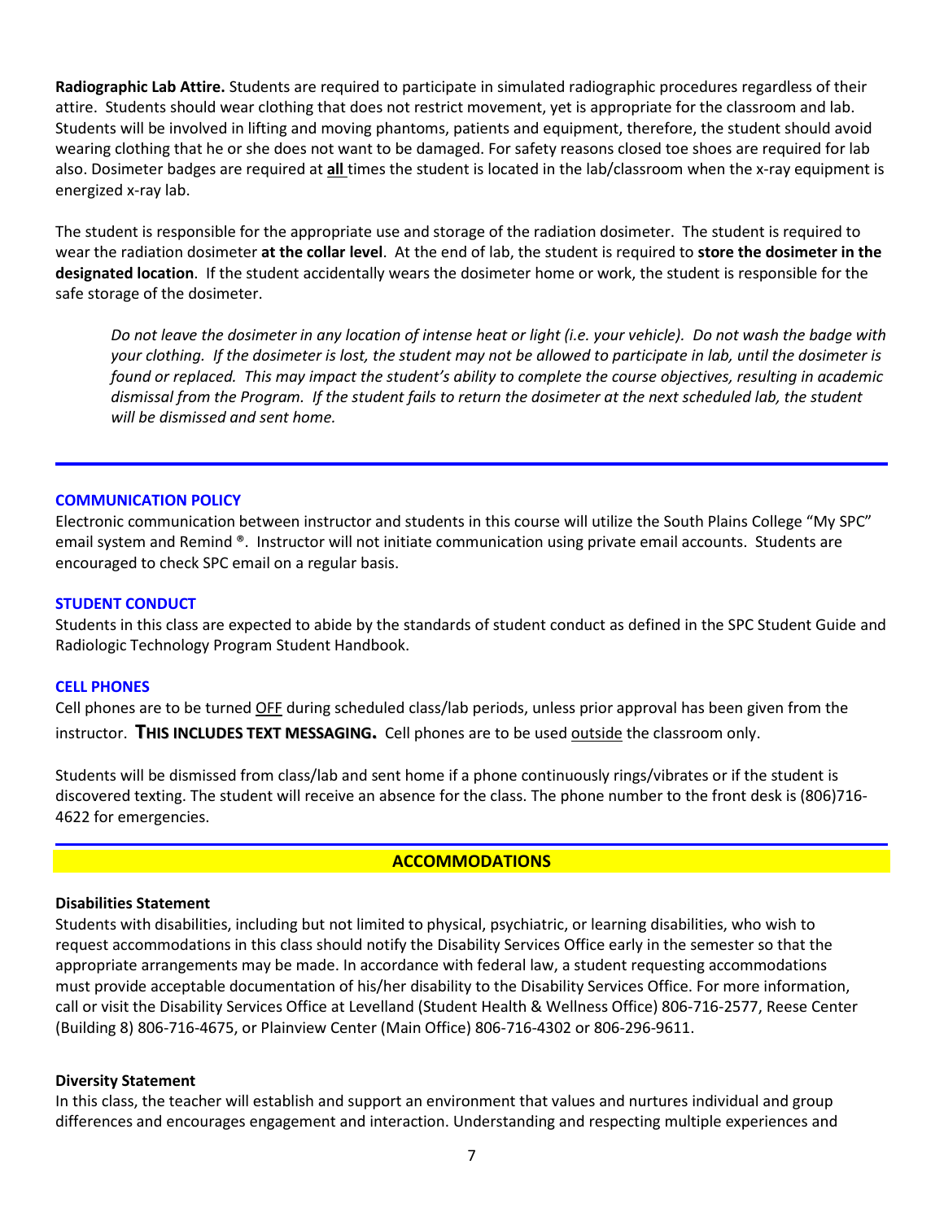**Radiographic Lab Attire.** Students are required to participate in simulated radiographic procedures regardless of their attire. Students should wear clothing that does not restrict movement, yet is appropriate for the classroom and lab. Students will be involved in lifting and moving phantoms, patients and equipment, therefore, the student should avoid wearing clothing that he or she does not want to be damaged. For safety reasons closed toe shoes are required for lab also. Dosimeter badges are required at **all** times the student is located in the lab/classroom when the x-ray equipment is energized x-ray lab.

The student is responsible for the appropriate use and storage of the radiation dosimeter. The student is required to wear the radiation dosimeter **at the collar level**. At the end of lab, the student is required to **store the dosimeter in the designated location**. If the student accidentally wears the dosimeter home or work, the student is responsible for the safe storage of the dosimeter.

> *Do not leave the dosimeter in any location of intense heat or light (i.e. your vehicle). Do not wash the badge with your clothing. If the dosimeter is lost, the student may not be allowed to participate in lab, until the dosimeter is found or replaced. This may impact the student's ability to complete the course objectives, resulting in academic dismissal from the Program. If the student fails to return the dosimeter at the next scheduled lab, the student will be dismissed and sent home.*

---

### COMMUNICATION POLICY

Electronic communication between instructor and students in this course will utilize the South Plains College "My SPC" email system and Remind ®. Instructor will not initiate communication using private email accounts. Students are encouraged to check SPC email on a regular basis.

### STUDENT CONDUCT

Students in this class are expected to abide by the standards of student conduct as defined in the SPC Student Guide and Radiologic Technology Program Student Handbook.

### CELL PHONES

Cell phones are to be turned OFF during scheduled class/lab periods, unless prior approval has been given from the instructor. **THIS INCLUDES TEXT MESSAGING.** Cell phones are to be used outside the classroom only.

Students will be dismissed from class/lab and sent home if a phone continuously rings/vibrates or if the student is discovered texting. The student will receive an absence for the class. The phone number to the front desk is (806)716-4622 for emergencies.

---

## ACCOMMODATIONS

**Disabilities Statement**

Students with disabilities, including but not limited to physical, psychiatric, or learning disabilities, who wish to request accommodations in this class should notify the Disability Services Office early in the semester so that the appropriate arrangements may be made. In accordance with federal law, a student requesting accommodations must provide acceptable documentation of his/her disability to the Disability Services Office. For more information, call or visit the Disability Services Office at Levelland (Student Health & Wellness Office) 806-716-2577, Reese Center (Building 8) 806-716-4675, or Plainview Center (Main Office) 806-716-4302 or 806-296-9611.

**Diversity Statement**

In this class, the teacher will establish and support an environment that values and nurtures individual and group differences and encourages engagement and interaction. Understanding and respecting multiple experiences and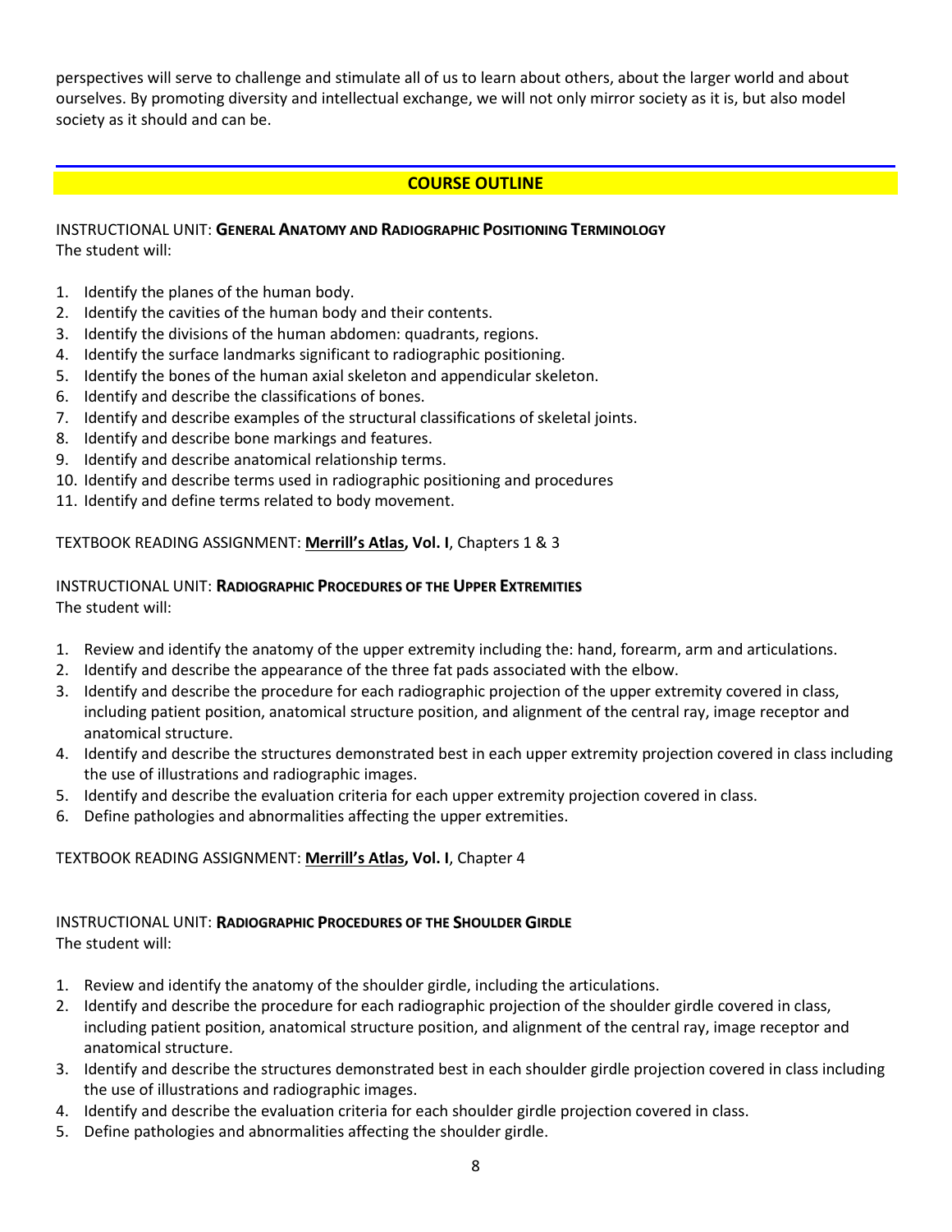perspectives will serve to challenge and stimulate all of us to learn about others, about the larger world and about ourselves. By promoting diversity and intellectual exchange, we will not only mirror society as it is, but also model society as it should and can be.

## COURSE OUTLINE

INSTRUCTIONAL UNIT: **GENERAL ANATOMY AND RADIOGRAPHIC POSITIONING TERMINOLOGY**
The student will:

1. Identify the planes of the human body.
2. Identify the cavities of the human body and their contents.
3. Identify the divisions of the human abdomen: quadrants, regions.
4. Identify the surface landmarks significant to radiographic positioning.
5. Identify the bones of the human axial skeleton and appendicular skeleton.
6. Identify and describe the classifications of bones.
7. Identify and describe examples of the structural classifications of skeletal joints.
8. Identify and describe bone markings and features.
9. Identify and describe anatomical relationship terms.
10. Identify and describe terms used in radiographic positioning and procedures
11. Identify and define terms related to body movement.

TEXTBOOK READING ASSIGNMENT: **Merrill's Atlas, Vol. I**, Chapters 1 & 3

INSTRUCTIONAL UNIT: **RADIOGRAPHIC PROCEDURES OF THE UPPER EXTREMITIES**
The student will:

1. Review and identify the anatomy of the upper extremity including the: hand, forearm, arm and articulations.
2. Identify and describe the appearance of the three fat pads associated with the elbow.
3. Identify and describe the procedure for each radiographic projection of the upper extremity covered in class, including patient position, anatomical structure position, and alignment of the central ray, image receptor and anatomical structure.
4. Identify and describe the structures demonstrated best in each upper extremity projection covered in class including the use of illustrations and radiographic images.
5. Identify and describe the evaluation criteria for each upper extremity projection covered in class.
6. Define pathologies and abnormalities affecting the upper extremities.

TEXTBOOK READING ASSIGNMENT: **Merrill's Atlas, Vol. I**, Chapter 4

INSTRUCTIONAL UNIT: **RADIOGRAPHIC PROCEDURES OF THE SHOULDER GIRDLE**
The student will:

1. Review and identify the anatomy of the shoulder girdle, including the articulations.
2. Identify and describe the procedure for each radiographic projection of the shoulder girdle covered in class, including patient position, anatomical structure position, and alignment of the central ray, image receptor and anatomical structure.
3. Identify and describe the structures demonstrated best in each shoulder girdle projection covered in class including the use of illustrations and radiographic images.
4. Identify and describe the evaluation criteria for each shoulder girdle projection covered in class.
5. Define pathologies and abnormalities affecting the shoulder girdle.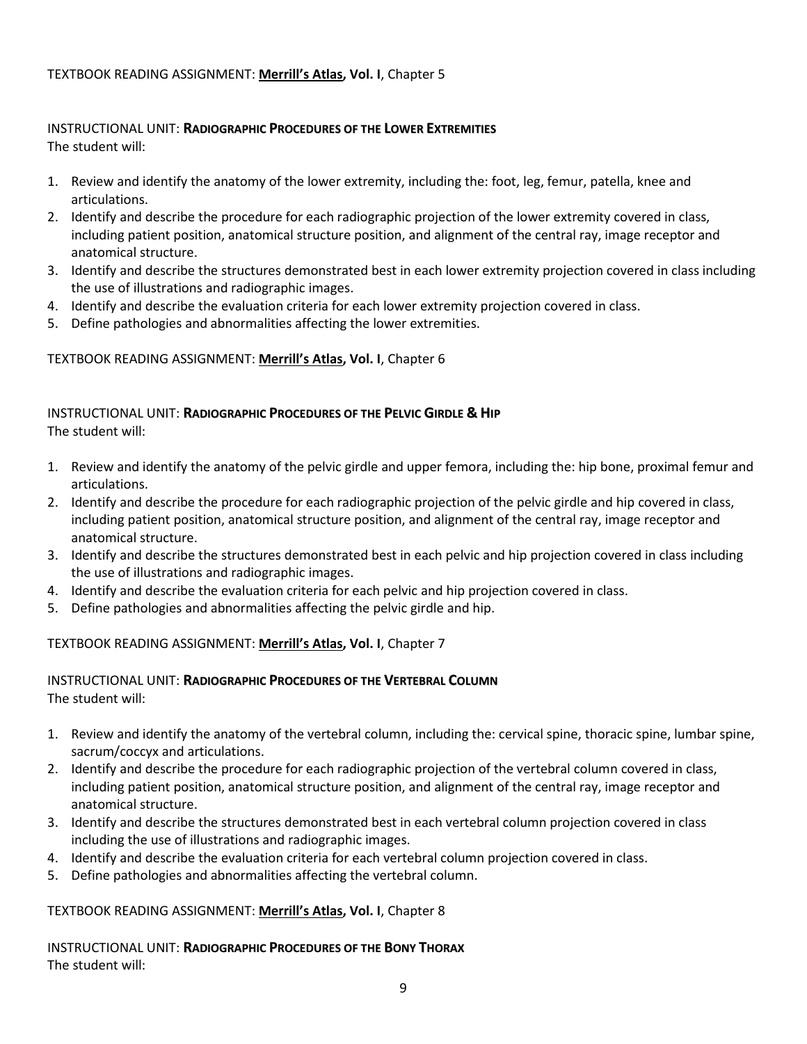TEXTBOOK READING ASSIGNMENT: **Merrill's Atlas, Vol. I**, Chapter 5

INSTRUCTIONAL UNIT: **RADIOGRAPHIC PROCEDURES OF THE LOWER EXTREMITIES**
The student will:

1. Review and identify the anatomy of the lower extremity, including the: foot, leg, femur, patella, knee and articulations.
2. Identify and describe the procedure for each radiographic projection of the lower extremity covered in class, including patient position, anatomical structure position, and alignment of the central ray, image receptor and anatomical structure.
3. Identify and describe the structures demonstrated best in each lower extremity projection covered in class including the use of illustrations and radiographic images.
4. Identify and describe the evaluation criteria for each lower extremity projection covered in class.
5. Define pathologies and abnormalities affecting the lower extremities.

TEXTBOOK READING ASSIGNMENT: **Merrill's Atlas, Vol. I**, Chapter 6

INSTRUCTIONAL UNIT: **RADIOGRAPHIC PROCEDURES OF THE PELVIC GIRDLE & HIP**
The student will:

1. Review and identify the anatomy of the pelvic girdle and upper femora, including the: hip bone, proximal femur and articulations.
2. Identify and describe the procedure for each radiographic projection of the pelvic girdle and hip covered in class, including patient position, anatomical structure position, and alignment of the central ray, image receptor and anatomical structure.
3. Identify and describe the structures demonstrated best in each pelvic and hip projection covered in class including the use of illustrations and radiographic images.
4. Identify and describe the evaluation criteria for each pelvic and hip projection covered in class.
5. Define pathologies and abnormalities affecting the pelvic girdle and hip.

TEXTBOOK READING ASSIGNMENT: **Merrill's Atlas, Vol. I**, Chapter 7

INSTRUCTIONAL UNIT: **RADIOGRAPHIC PROCEDURES OF THE VERTEBRAL COLUMN**
The student will:

1. Review and identify the anatomy of the vertebral column, including the: cervical spine, thoracic spine, lumbar spine, sacrum/coccyx and articulations.
2. Identify and describe the procedure for each radiographic projection of the vertebral column covered in class, including patient position, anatomical structure position, and alignment of the central ray, image receptor and anatomical structure.
3. Identify and describe the structures demonstrated best in each vertebral column projection covered in class including the use of illustrations and radiographic images.
4. Identify and describe the evaluation criteria for each vertebral column projection covered in class.
5. Define pathologies and abnormalities affecting the vertebral column.

TEXTBOOK READING ASSIGNMENT: **Merrill's Atlas, Vol. I**, Chapter 8

INSTRUCTIONAL UNIT: **RADIOGRAPHIC PROCEDURES OF THE BONY THORAX**
The student will: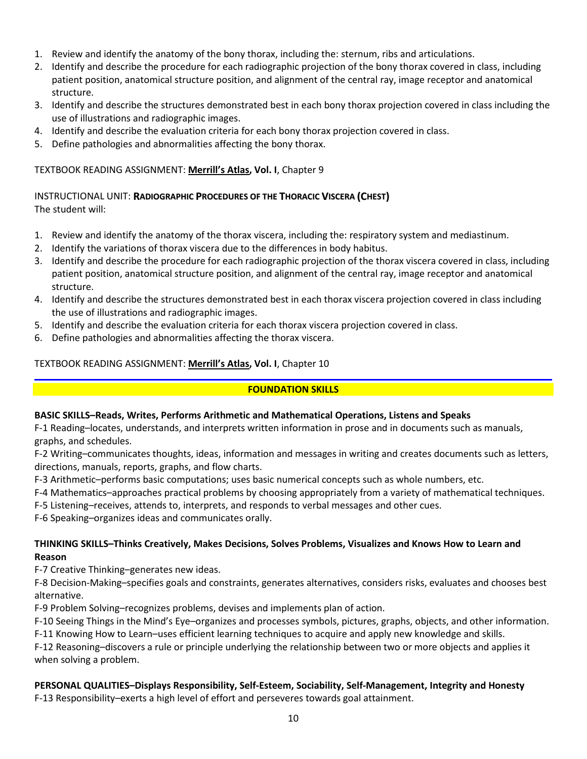1. Review and identify the anatomy of the bony thorax, including the: sternum, ribs and articulations.
2. Identify and describe the procedure for each radiographic projection of the bony thorax covered in class, including patient position, anatomical structure position, and alignment of the central ray, image receptor and anatomical structure.
3. Identify and describe the structures demonstrated best in each bony thorax projection covered in class including the use of illustrations and radiographic images.
4. Identify and describe the evaluation criteria for each bony thorax projection covered in class.
5. Define pathologies and abnormalities affecting the bony thorax.

TEXTBOOK READING ASSIGNMENT: **Merrill's Atlas, Vol. I**, Chapter 9

INSTRUCTIONAL UNIT: **RADIOGRAPHIC PROCEDURES OF THE THORACIC VISCERA (CHEST)**
The student will:

1. Review and identify the anatomy of the thorax viscera, including the: respiratory system and mediastinum.
2. Identify the variations of thorax viscera due to the differences in body habitus.
3. Identify and describe the procedure for each radiographic projection of the thorax viscera covered in class, including patient position, anatomical structure position, and alignment of the central ray, image receptor and anatomical structure.
4. Identify and describe the structures demonstrated best in each thorax viscera projection covered in class including the use of illustrations and radiographic images.
5. Identify and describe the evaluation criteria for each thorax viscera projection covered in class.
6. Define pathologies and abnormalities affecting the thorax viscera.

TEXTBOOK READING ASSIGNMENT: **Merrill's Atlas, Vol. I**, Chapter 10

## FOUNDATION SKILLS

**BASIC SKILLS–Reads, Writes, Performs Arithmetic and Mathematical Operations, Listens and Speaks**

F-1 Reading–locates, understands, and interprets written information in prose and in documents such as manuals, graphs, and schedules.

F-2 Writing–communicates thoughts, ideas, information and messages in writing and creates documents such as letters, directions, manuals, reports, graphs, and flow charts.

F-3 Arithmetic–performs basic computations; uses basic numerical concepts such as whole numbers, etc.

F-4 Mathematics–approaches practical problems by choosing appropriately from a variety of mathematical techniques.

F-5 Listening–receives, attends to, interprets, and responds to verbal messages and other cues.

F-6 Speaking–organizes ideas and communicates orally.

**THINKING SKILLS–Thinks Creatively, Makes Decisions, Solves Problems, Visualizes and Knows How to Learn and Reason**

F-7 Creative Thinking–generates new ideas.

F-8 Decision-Making–specifies goals and constraints, generates alternatives, considers risks, evaluates and chooses best alternative.

F-9 Problem Solving–recognizes problems, devises and implements plan of action.

F-10 Seeing Things in the Mind's Eye–organizes and processes symbols, pictures, graphs, objects, and other information.

F-11 Knowing How to Learn–uses efficient learning techniques to acquire and apply new knowledge and skills.

F-12 Reasoning–discovers a rule or principle underlying the relationship between two or more objects and applies it when solving a problem.

**PERSONAL QUALITIES–Displays Responsibility, Self-Esteem, Sociability, Self-Management, Integrity and Honesty**

F-13 Responsibility–exerts a high level of effort and perseveres towards goal attainment.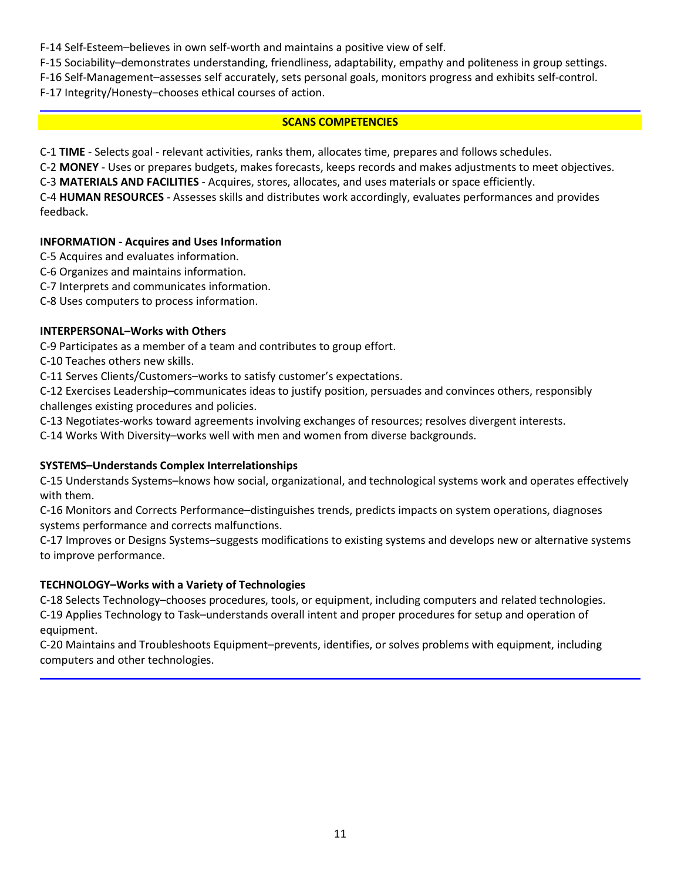F-14 Self-Esteem–believes in own self-worth and maintains a positive view of self.

F-15 Sociability–demonstrates understanding, friendliness, adaptability, empathy and politeness in group settings.

F-16 Self-Management–assesses self accurately, sets personal goals, monitors progress and exhibits self-control.

F-17 Integrity/Honesty–chooses ethical courses of action.

---

## SCANS COMPETENCIES

C-1 **TIME** - Selects goal - relevant activities, ranks them, allocates time, prepares and follows schedules.

C-2 **MONEY** - Uses or prepares budgets, makes forecasts, keeps records and makes adjustments to meet objectives.

C-3 **MATERIALS AND FACILITIES** - Acquires, stores, allocates, and uses materials or space efficiently.

C-4 **HUMAN RESOURCES** - Assesses skills and distributes work accordingly, evaluates performances and provides feedback.

**INFORMATION - Acquires and Uses Information**

C-5 Acquires and evaluates information.

C-6 Organizes and maintains information.

C-7 Interprets and communicates information.

C-8 Uses computers to process information.

**INTERPERSONAL–Works with Others**

C-9 Participates as a member of a team and contributes to group effort.

C-10 Teaches others new skills.

C-11 Serves Clients/Customers–works to satisfy customer's expectations.

C-12 Exercises Leadership–communicates ideas to justify position, persuades and convinces others, responsibly challenges existing procedures and policies.

C-13 Negotiates-works toward agreements involving exchanges of resources; resolves divergent interests.

C-14 Works With Diversity–works well with men and women from diverse backgrounds.

**SYSTEMS–Understands Complex Interrelationships**

C-15 Understands Systems–knows how social, organizational, and technological systems work and operates effectively with them.

C-16 Monitors and Corrects Performance–distinguishes trends, predicts impacts on system operations, diagnoses systems performance and corrects malfunctions.

C-17 Improves or Designs Systems–suggests modifications to existing systems and develops new or alternative systems to improve performance.

**TECHNOLOGY–Works with a Variety of Technologies**

C-18 Selects Technology–chooses procedures, tools, or equipment, including computers and related technologies.

C-19 Applies Technology to Task–understands overall intent and proper procedures for setup and operation of equipment.

C-20 Maintains and Troubleshoots Equipment–prevents, identifies, or solves problems with equipment, including computers and other technologies.

---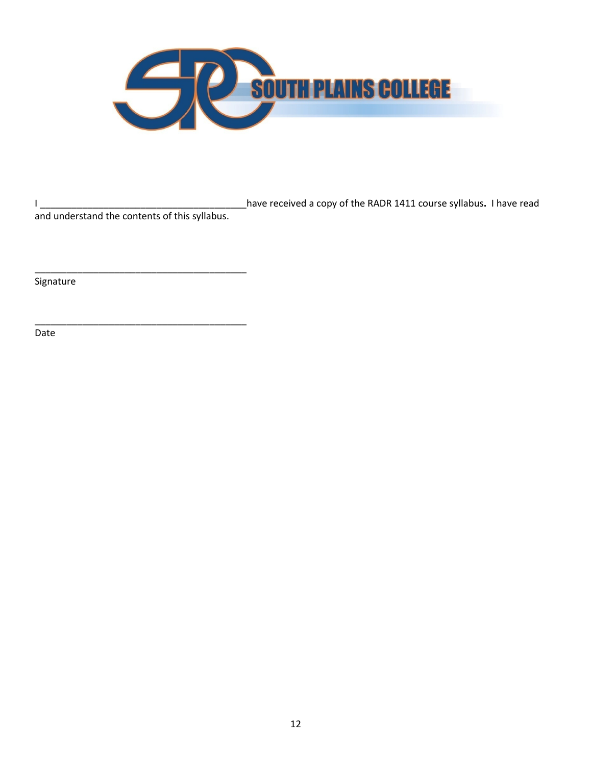I ________________________________________have received a copy of the RADR 1411 course syllabus**.** I have read and understand the contents of this syllabus.

_________________________________________
Signature

_________________________________________
Date